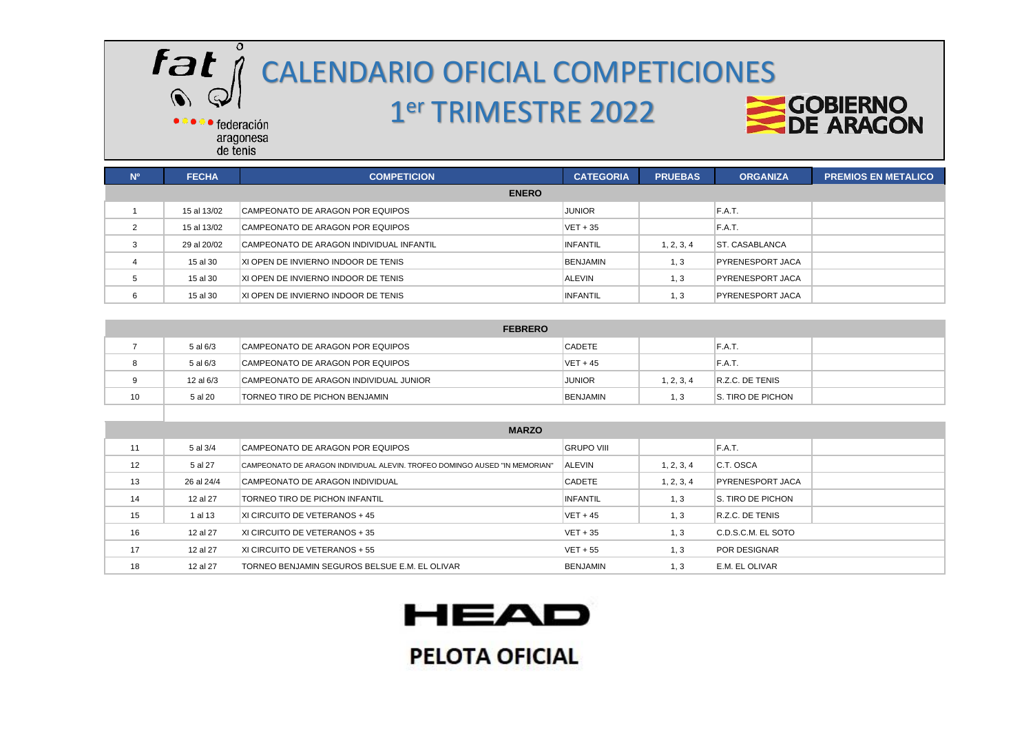# CALENDARIO OFICIAL COMPETICIONES

## 1er TRIMESTRE 2022

fat — federación aragonesa de tenis

GOBIERNO DE ARAGON

| Nº | FECHA | COMPETICION | CATEGORIA | PRUEBAS | ORGANIZA | PREMIOS EN METALICO |
|---|---|---|---|---|---|---|
| | | **ENERO** | | | | |
| 1 | 15 al 13/02 | CAMPEONATO DE ARAGON POR EQUIPOS | JUNIOR | | F.A.T. | |
| 2 | 15 al 13/02 | CAMPEONATO DE ARAGON POR EQUIPOS | VET + 35 | | F.A.T. | |
| 3 | 29 al 20/02 | CAMPEONATO DE ARAGON INDIVIDUAL INFANTIL | INFANTIL | 1, 2, 3, 4 | ST. CASABLANCA | |
| 4 | 15 al 30 | XI OPEN DE INVIERNO INDOOR DE TENIS | BENJAMIN | 1, 3 | PYRENESPORT JACA | |
| 5 | 15 al 30 | XI OPEN DE INVIERNO INDOOR DE TENIS | ALEVIN | 1, 3 | PYRENESPORT JACA | |
| 6 | 15 al 30 | XI OPEN DE INVIERNO INDOOR DE TENIS | INFANTIL | 1, 3 | PYRENESPORT JACA | |
| | | **FEBRERO** | | | | |
| 7 | 5 al 6/3 | CAMPEONATO DE ARAGON POR EQUIPOS | CADETE | | F.A.T. | |
| 8 | 5 al 6/3 | CAMPEONATO DE ARAGON POR EQUIPOS | VET + 45 | | F.A.T. | |
| 9 | 12 al 6/3 | CAMPEONATO DE ARAGON INDIVIDUAL JUNIOR | JUNIOR | 1, 2, 3, 4 | R.Z.C. DE TENIS | |
| 10 | 5 al 20 | TORNEO TIRO DE PICHON BENJAMIN | BENJAMIN | 1, 3 | S. TIRO DE PICHON | |
| | | **MARZO** | | | | |
| 11 | 5 al 3/4 | CAMPEONATO DE ARAGON POR EQUIPOS | GRUPO VIII | | F.A.T. | |
| 12 | 5 al 27 | CAMPEONATO DE ARAGON INDIVIDUAL ALEVIN. TROFEO DOMINGO AUSED "IN MEMORIAN" | ALEVIN | 1, 2, 3, 4 | C.T. OSCA | |
| 13 | 26 al 24/4 | CAMPEONATO DE ARAGON INDIVIDUAL | CADETE | 1, 2, 3, 4 | PYRENESPORT JACA | |
| 14 | 12 al 27 | TORNEO TIRO DE PICHON INFANTIL | INFANTIL | 1, 3 | S. TIRO DE PICHON | |
| 15 | 1 al 13 | XI CIRCUITO DE VETERANOS + 45 | VET + 45 | 1, 3 | R.Z.C. DE TENIS | |
| 16 | 12 al 27 | XI CIRCUITO DE VETERANOS + 35 | VET + 35 | 1, 3 | C.D.S.C.M. EL SOTO | |
| 17 | 12 al 27 | XI CIRCUITO DE VETERANOS + 55 | VET + 55 | 1, 3 | POR DESIGNAR | |
| 18 | 12 al 27 | TORNEO BENJAMIN SEGUROS BELSUE E.M. EL OLIVAR | BENJAMIN | 1, 3 | E.M. EL OLIVAR | |

HEAD

PELOTA OFICIAL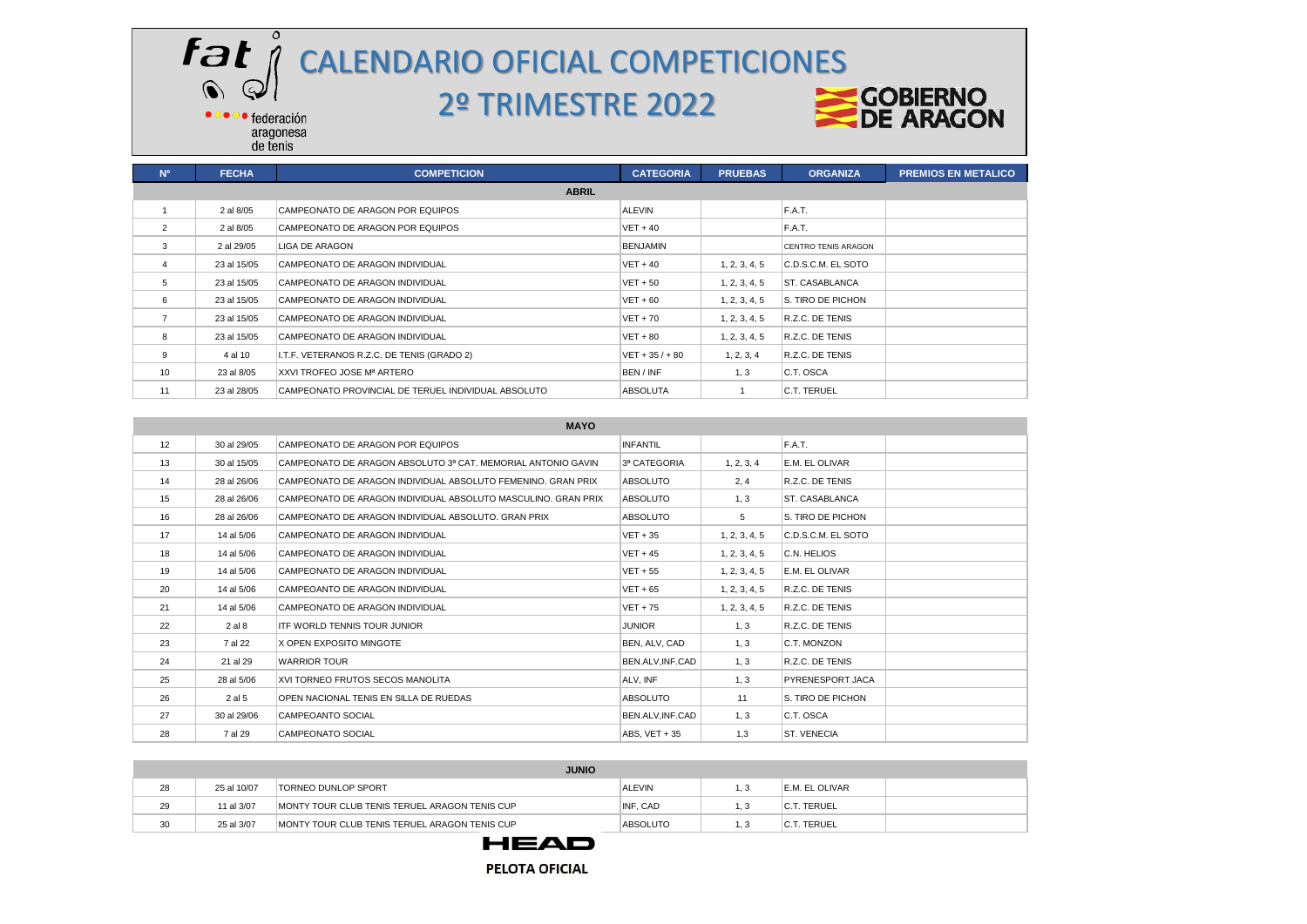# CALENDARIO OFICIAL COMPETICIONES

## 2º TRIMESTRE 2022

fat federación aragonesa de tenis

GOBIERNO DE ARAGON

| Nº | FECHA | COMPETICION | CATEGORIA | PRUEBAS | ORGANIZA | PREMIOS EN METALICO |
|---|---|---|---|---|---|---|
| | | **ABRIL** | | | | |
| 1 | 2 al 8/05 | CAMPEONATO DE ARAGON POR EQUIPOS | ALEVIN | | F.A.T. | |
| 2 | 2 al 8/05 | CAMPEONATO DE ARAGON POR EQUIPOS | VET + 40 | | F.A.T. | |
| 3 | 2 al 29/05 | LIGA DE ARAGON | BENJAMIN | | CENTRO TENIS ARAGON | |
| 4 | 23 al 15/05 | CAMPEONATO DE ARAGON INDIVIDUAL | VET + 40 | 1, 2, 3, 4, 5 | C.D.S.C.M. EL SOTO | |
| 5 | 23 al 15/05 | CAMPEONATO DE ARAGON INDIVIDUAL | VET + 50 | 1, 2, 3, 4, 5 | ST. CASABLANCA | |
| 6 | 23 al 15/05 | CAMPEONATO DE ARAGON INDIVIDUAL | VET + 60 | 1, 2, 3, 4, 5 | S. TIRO DE PICHON | |
| 7 | 23 al 15/05 | CAMPEONATO DE ARAGON INDIVIDUAL | VET + 70 | 1, 2, 3, 4, 5 | R.Z.C. DE TENIS | |
| 8 | 23 al 15/05 | CAMPEONATO DE ARAGON INDIVIDUAL | VET + 80 | 1, 2, 3, 4, 5 | R.Z.C. DE TENIS | |
| 9 | 4 al 10 | I.T.F. VETERANOS R.Z.C. DE TENIS (GRADO 2) | VET + 35 / + 80 | 1, 2, 3, 4 | R.Z.C. DE TENIS | |
| 10 | 23 al 8/05 | XXVI TROFEO JOSE Mª ARTERO | BEN / INF | 1, 3 | C.T. OSCA | |
| 11 | 23 al 28/05 | CAMPEONATO PROVINCIAL DE TERUEL INDIVIDUAL ABSOLUTO | ABSOLUTA | 1 | C.T. TERUEL | |
| | | **MAYO** | | | | |
| 12 | 30 al 29/05 | CAMPEONATO DE ARAGON POR EQUIPOS | INFANTIL | | F.A.T. | |
| 13 | 30 al 15/05 | CAMPEONATO DE ARAGON ABSOLUTO 3ª CAT. MEMORIAL ANTONIO GAVIN | 3ª CATEGORIA | 1, 2, 3, 4 | E.M. EL OLIVAR | |
| 14 | 28 al 26/06 | CAMPEONATO DE ARAGON INDIVIDUAL ABSOLUTO FEMENINO. GRAN PRIX | ABSOLUTO | 2, 4 | R.Z.C. DE TENIS | |
| 15 | 28 al 26/06 | CAMPEONATO DE ARAGON INDIVIDUAL ABSOLUTO MASCULINO. GRAN PRIX | ABSOLUTO | 1, 3 | ST. CASABLANCA | |
| 16 | 28 al 26/06 | CAMPEONATO DE ARAGON INDIVIDUAL ABSOLUTO. GRAN PRIX | ABSOLUTO | 5 | S. TIRO DE PICHON | |
| 17 | 14 al 5/06 | CAMPEONATO DE ARAGON INDIVIDUAL | VET + 35 | 1, 2, 3, 4, 5 | C.D.S.C.M. EL SOTO | |
| 18 | 14 al 5/06 | CAMPEONATO DE ARAGON INDIVIDUAL | VET + 45 | 1, 2, 3, 4, 5 | C.N. HELIOS | |
| 19 | 14 al 5/06 | CAMPEONATO DE ARAGON INDIVIDUAL | VET + 55 | 1, 2, 3, 4, 5 | E.M. EL OLIVAR | |
| 20 | 14 al 5/06 | CAMPEOANTO DE ARAGON INDIVIDUAL | VET + 65 | 1, 2, 3, 4, 5 | R.Z.C. DE TENIS | |
| 21 | 14 al 5/06 | CAMPEONATO DE ARAGON INDIVIDUAL | VET + 75 | 1, 2, 3, 4, 5 | R.Z.C. DE TENIS | |
| 22 | 2 al 8 | ITF WORLD TENNIS TOUR JUNIOR | JUNIOR | 1, 3 | R.Z.C. DE TENIS | |
| 23 | 7 al 22 | X OPEN EXPOSITO MINGOTE | BEN, ALV, CAD | 1, 3 | C.T. MONZON | |
| 24 | 21 al 29 | WARRIOR TOUR | BEN.ALV,INF.CAD | 1, 3 | R.Z.C. DE TENIS | |
| 25 | 28 al 5/06 | XVI TORNEO FRUTOS SECOS MANOLITA | ALV, INF | 1, 3 | PYRENESPORT JACA | |
| 26 | 2 al 5 | OPEN NACIONAL TENIS EN SILLA DE RUEDAS | ABSOLUTO | 11 | S. TIRO DE PICHON | |
| 27 | 30 al 29/06 | CAMPEOANTO SOCIAL | BEN.ALV,INF.CAD | 1, 3 | C.T. OSCA | |
| 28 | 7 al 29 | CAMPEONATO SOCIAL | ABS, VET + 35 | 1,3 | ST. VENECIA | |
| | | **JUNIO** | | | | |
| 28 | 25 al 10/07 | TORNEO DUNLOP SPORT | ALEVIN | 1, 3 | E.M. EL OLIVAR | |
| 29 | 11 al 3/07 | MONTY TOUR CLUB TENIS TERUEL ARAGON TENIS CUP | INF, CAD | 1, 3 | C.T. TERUEL | |
| 30 | 25 al 3/07 | MONTY TOUR CLUB TENIS TERUEL ARAGON TENIS CUP | ABSOLUTO | 1, 3 | C.T. TERUEL | |

HEAD

PELOTA OFICIAL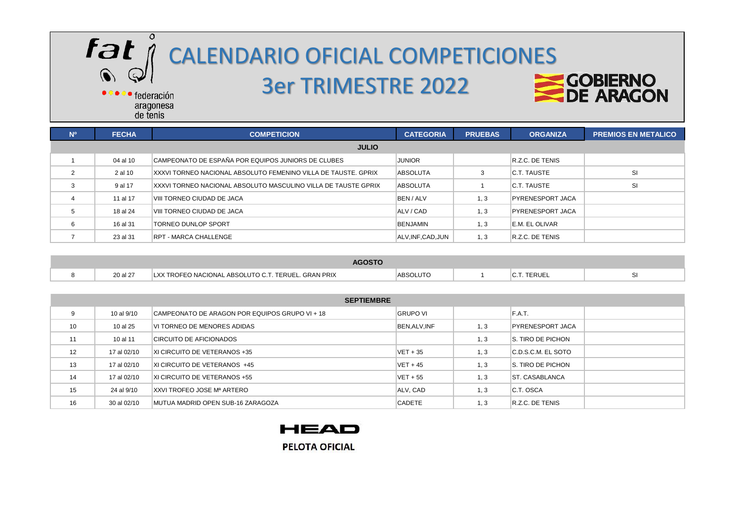# CALENDARIO OFICIAL COMPETICIONES

## 3er TRIMESTRE 2022

federación aragonesa de tenis

GOBIERNO DE ARAGON

| Nº | FECHA | COMPETICION | CATEGORIA | PRUEBAS | ORGANIZA | PREMIOS EN METALICO |
|---|---|---|---|---|---|---|
| | | **JULIO** | | | | |
| 1 | 04 al 10 | CAMPEONATO DE ESPAÑA POR EQUIPOS JUNIORS DE CLUBES | JUNIOR | | R.Z.C. DE TENIS | |
| 2 | 2 al 10 | XXVI TORNEO NACIONAL ABSOLUTO FEMENINO VILLA DE TAUSTE. GPRIX | ABSOLUTA | 3 | C.T. TAUSTE | SI |
| 3 | 9 al 17 | XXXVI TORNEO NACIONAL ABSOLUTO MASCULINO VILLA DE TAUSTE GPRIX | ABSOLUTA | 1 | C.T. TAUSTE | SI |
| 4 | 11 al 17 | VIII TORNEO CIUDAD DE JACA | BEN / ALV | 1, 3 | PYRENESPORT JACA | |
| 5 | 18 al 24 | VIII TORNEO CIUDAD DE JACA | ALV / CAD | 1, 3 | PYRENESPORT JACA | |
| 6 | 16 al 31 | TORNEO DUNLOP SPORT | BENJAMIN | 1, 3 | E.M. EL OLIVAR | |
| 7 | 23 al 31 | RPT - MARCA CHALLENGE | ALV,INF,CAD,JUN | 1, 3 | R.Z.C. DE TENIS | |
| | | **AGOSTO** | | | | |
| 8 | 20 al 27 | LXX TROFEO NACIONAL ABSOLUTO C.T. TERUEL. GRAN PRIX | ABSOLUTO | 1 | C.T. TERUEL | SI |
| | | **SEPTIEMBRE** | | | | |
| 9 | 10 al 9/10 | CAMPEONATO DE ARAGON POR EQUIPOS GRUPO VI + 18 | GRUPO VI | | F.A.T. | |
| 10 | 10 al 25 | VI TORNEO DE MENORES ADIDAS | BEN,ALV,INF | 1, 3 | PYRENESPORT JACA | |
| 11 | 10 al 11 | CIRCUITO DE AFICIONADOS | | 1, 3 | S. TIRO DE PICHON | |
| 12 | 17 al 02/10 | XI CIRCUITO DE VETERANOS +35 | VET + 35 | 1, 3 | C.D.S.C.M. EL SOTO | |
| 13 | 17 al 02/10 | XI CIRCUITO DE VETERANOS +45 | VET + 45 | 1, 3 | S. TIRO DE PICHON | |
| 14 | 17 al 02/10 | XI CIRCUITO DE VETERANOS +55 | VET + 55 | 1, 3 | ST. CASABLANCA | |
| 15 | 24 al 9/10 | XXVI TROFEO JOSE Mª ARTERO | ALV, CAD | 1, 3 | C.T. OSCA | |
| 16 | 30 al 02/10 | MUTUA MADRID OPEN SUB-16 ZARAGOZA | CADETE | 1, 3 | R.Z.C. DE TENIS | |

HEAD

PELOTA OFICIAL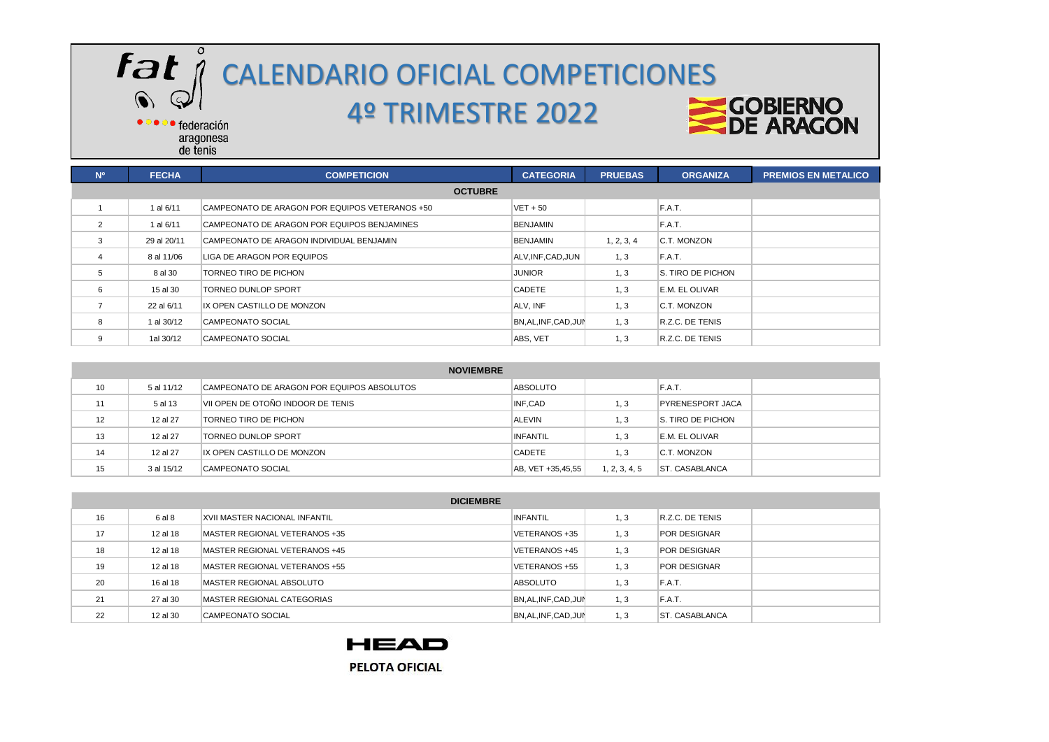fat federación aragonesa de tenis

# CALENDARIO OFICIAL COMPETICIONES
## 4º TRIMESTRE 2022

GOBIERNO DE ARAGON

| Nº | FECHA | COMPETICION | CATEGORIA | PRUEBAS | ORGANIZA | PREMIOS EN METALICO |
|---|---|---|---|---|---|---|
| | | **OCTUBRE** | | | | |
| 1 | 1 al 6/11 | CAMPEONATO DE ARAGON POR EQUIPOS VETERANOS +50 | VET + 50 | | F.A.T. | |
| 2 | 1 al 6/11 | CAMPEONATO DE ARAGON POR EQUIPOS BENJAMINES | BENJAMIN | | F.A.T. | |
| 3 | 29 al 20/11 | CAMPEONATO DE ARAGON INDIVIDUAL BENJAMIN | BENJAMIN | 1, 2, 3, 4 | C.T. MONZON | |
| 4 | 8 al 11/06 | LIGA DE ARAGON POR EQUIPOS | ALV,INF,CAD,JUN | 1, 3 | F.A.T. | |
| 5 | 8 al 30 | TORNEO TIRO DE PICHON | JUNIOR | 1, 3 | S. TIRO DE PICHON | |
| 6 | 15 al 30 | TORNEO DUNLOP SPORT | CADETE | 1, 3 | E.M. EL OLIVAR | |
| 7 | 22 al 6/11 | IX OPEN CASTILLO DE MONZON | ALV, INF | 1, 3 | C.T. MONZON | |
| 8 | 1 al 30/12 | CAMPEONATO SOCIAL | BN,AL,INF,CAD,JUN | 1, 3 | R.Z.C. DE TENIS | |
| 9 | 1al 30/12 | CAMPEONATO SOCIAL | ABS, VET | 1, 3 | R.Z.C. DE TENIS | |
| | | **NOVIEMBRE** | | | | |
| 10 | 5 al 11/12 | CAMPEONATO DE ARAGON POR EQUIPOS ABSOLUTOS | ABSOLUTO | | F.A.T. | |
| 11 | 5 al 13 | VII OPEN DE OTOÑO INDOOR DE TENIS | INF,CAD | 1, 3 | PYRENESPORT JACA | |
| 12 | 12 al 27 | TORNEO TIRO DE PICHON | ALEVIN | 1, 3 | S. TIRO DE PICHON | |
| 13 | 12 al 27 | TORNEO DUNLOP SPORT | INFANTIL | 1, 3 | E.M. EL OLIVAR | |
| 14 | 12 al 27 | IX OPEN CASTILLO DE MONZON | CADETE | 1, 3 | C.T. MONZON | |
| 15 | 3 al 15/12 | CAMPEONATO SOCIAL | AB, VET +35,45,55 | 1, 2, 3, 4, 5 | ST. CASABLANCA | |
| | | **DICIEMBRE** | | | | |
| 16 | 6 al 8 | XVII MASTER NACIONAL INFANTIL | INFANTIL | 1, 3 | R.Z.C. DE TENIS | |
| 17 | 12 al 18 | MASTER REGIONAL VETERANOS +35 | VETERANOS +35 | 1, 3 | POR DESIGNAR | |
| 18 | 12 al 18 | MASTER REGIONAL VETERANOS +45 | VETERANOS +45 | 1, 3 | POR DESIGNAR | |
| 19 | 12 al 18 | MASTER REGIONAL VETERANOS +55 | VETERANOS +55 | 1, 3 | POR DESIGNAR | |
| 20 | 16 al 18 | MASTER REGIONAL ABSOLUTO | ABSOLUTO | 1, 3 | F.A.T. | |
| 21 | 27 al 30 | MASTER REGIONAL CATEGORIAS | BN,AL,INF,CAD,JUN | 1, 3 | F.A.T. | |
| 22 | 12 al 30 | CAMPEONATO SOCIAL | BN,AL,INF,CAD,JUN | 1, 3 | ST. CASABLANCA | |

HEAD

**PELOTA OFICIAL**